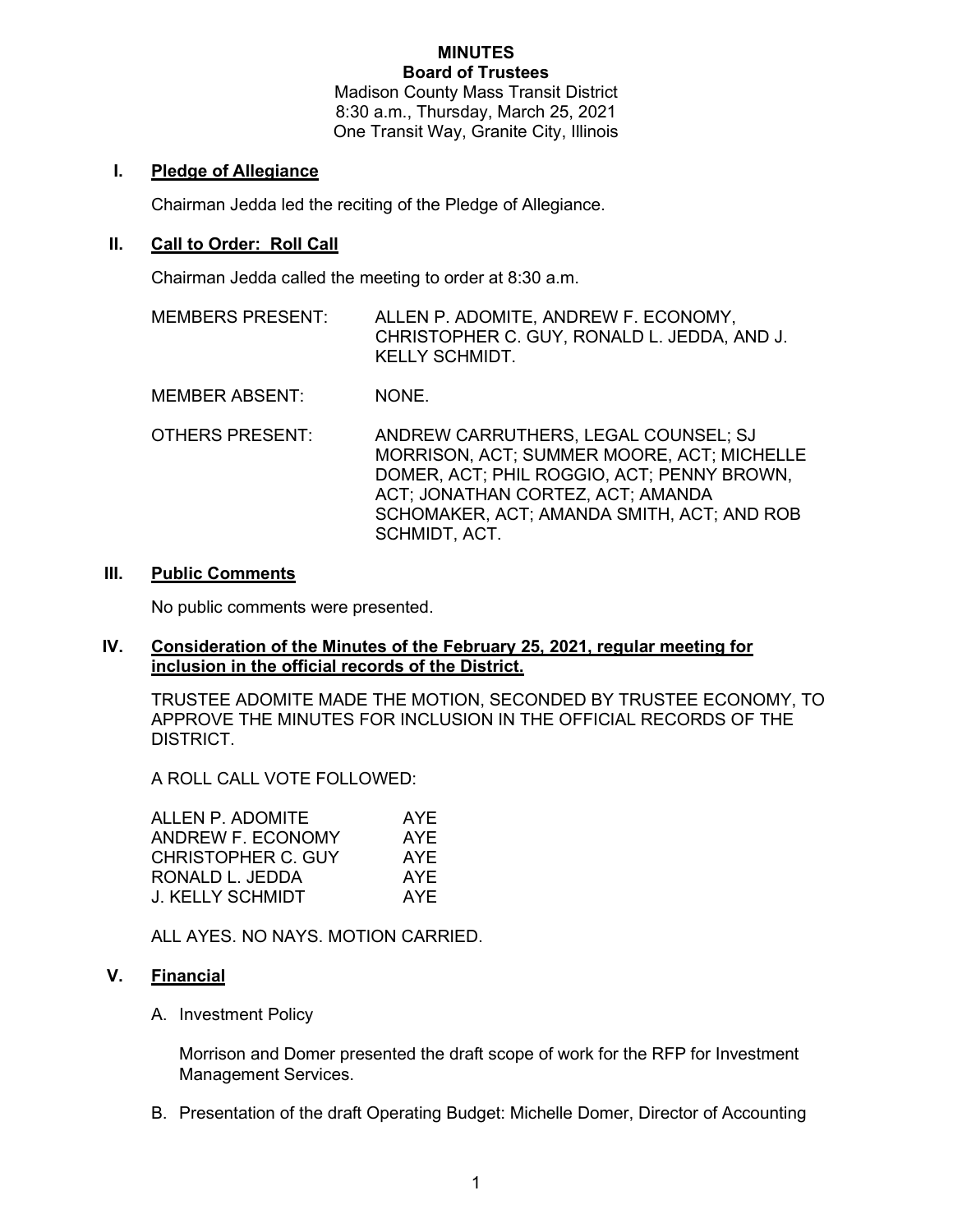**MINUTES**
**Board of Trustees**
Madison County Mass Transit District
8:30 a.m., Thursday, March 25, 2021
One Transit Way, Granite City, Illinois

## I. Pledge of Allegiance

Chairman Jedda led the reciting of the Pledge of Allegiance.

## II. Call to Order: Roll Call

Chairman Jedda called the meeting to order at 8:30 a.m.

MEMBERS PRESENT: ALLEN P. ADOMITE, ANDREW F. ECONOMY, CHRISTOPHER C. GUY, RONALD L. JEDDA, AND J. KELLY SCHMIDT.

MEMBER ABSENT: NONE.

OTHERS PRESENT: ANDREW CARRUTHERS, LEGAL COUNSEL; SJ MORRISON, ACT; SUMMER MOORE, ACT; MICHELLE DOMER, ACT; PHIL ROGGIO, ACT; PENNY BROWN, ACT; JONATHAN CORTEZ, ACT; AMANDA SCHOMAKER, ACT; AMANDA SMITH, ACT; AND ROB SCHMIDT, ACT.

## III. Public Comments

No public comments were presented.

## IV. Consideration of the Minutes of the February 25, 2021, regular meeting for inclusion in the official records of the District.

TRUSTEE ADOMITE MADE THE MOTION, SECONDED BY TRUSTEE ECONOMY, TO APPROVE THE MINUTES FOR INCLUSION IN THE OFFICIAL RECORDS OF THE DISTRICT.

A ROLL CALL VOTE FOLLOWED:

| | |
|---|---|
| ALLEN P. ADOMITE | AYE |
| ANDREW F. ECONOMY | AYE |
| CHRISTOPHER C. GUY | AYE |
| RONALD L. JEDDA | AYE |
| J. KELLY SCHMIDT | AYE |

ALL AYES. NO NAYS. MOTION CARRIED.

## V. Financial

A. Investment Policy

Morrison and Domer presented the draft scope of work for the RFP for Investment Management Services.

B. Presentation of the draft Operating Budget: Michelle Domer, Director of Accounting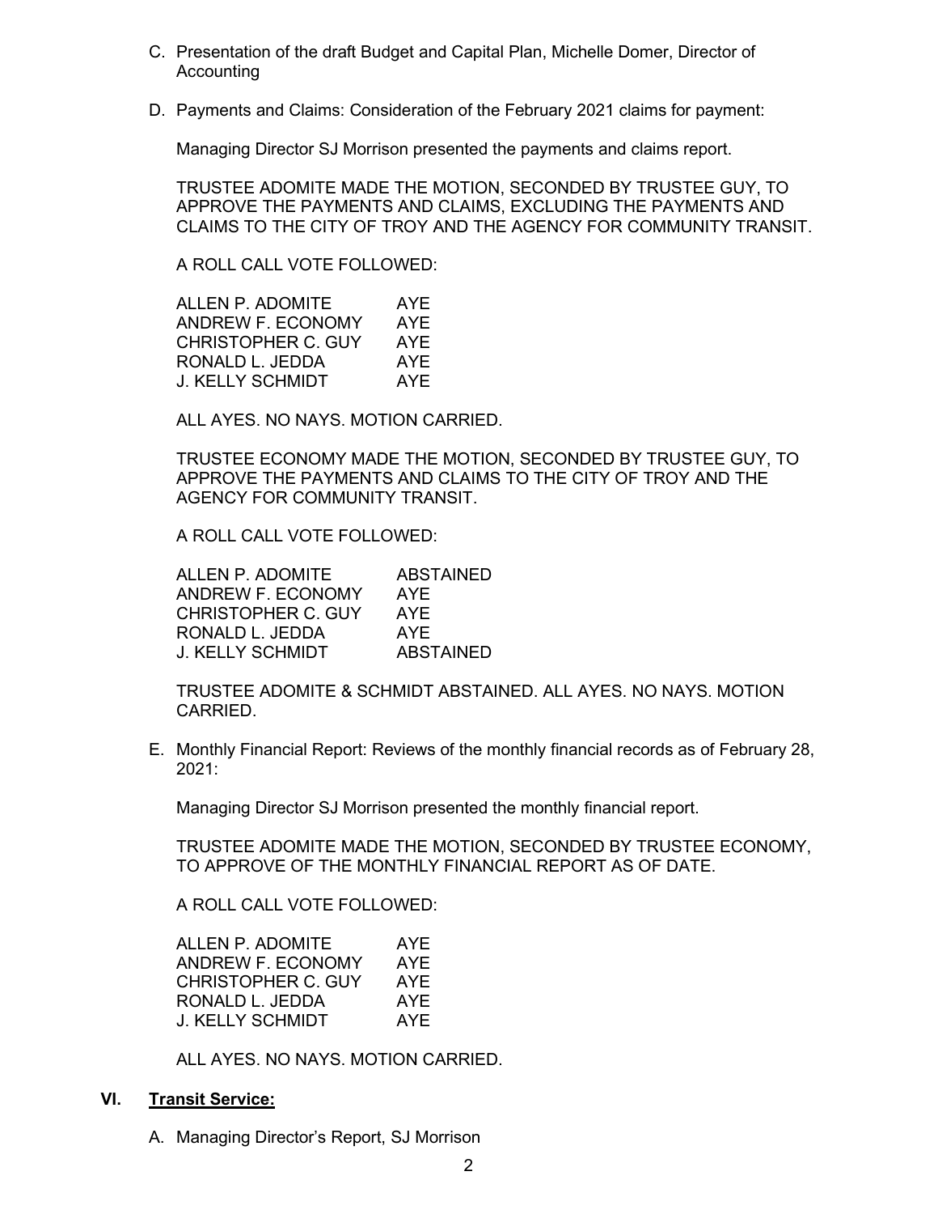C. Presentation of the draft Budget and Capital Plan, Michelle Domer, Director of Accounting

D. Payments and Claims: Consideration of the February 2021 claims for payment:

   Managing Director SJ Morrison presented the payments and claims report.

   TRUSTEE ADOMITE MADE THE MOTION, SECONDED BY TRUSTEE GUY, TO APPROVE THE PAYMENTS AND CLAIMS, EXCLUDING THE PAYMENTS AND CLAIMS TO THE CITY OF TROY AND THE AGENCY FOR COMMUNITY TRANSIT.

   A ROLL CALL VOTE FOLLOWED:

   | | |
   |---|---|
   | ALLEN P. ADOMITE | AYE |
   | ANDREW F. ECONOMY | AYE |
   | CHRISTOPHER C. GUY | AYE |
   | RONALD L. JEDDA | AYE |
   | J. KELLY SCHMIDT | AYE |

   ALL AYES. NO NAYS. MOTION CARRIED.

   TRUSTEE ECONOMY MADE THE MOTION, SECONDED BY TRUSTEE GUY, TO APPROVE THE PAYMENTS AND CLAIMS TO THE CITY OF TROY AND THE AGENCY FOR COMMUNITY TRANSIT.

   A ROLL CALL VOTE FOLLOWED:

   | | |
   |---|---|
   | ALLEN P. ADOMITE | ABSTAINED |
   | ANDREW F. ECONOMY | AYE |
   | CHRISTOPHER C. GUY | AYE |
   | RONALD L. JEDDA | AYE |
   | J. KELLY SCHMIDT | ABSTAINED |

   TRUSTEE ADOMITE & SCHMIDT ABSTAINED. ALL AYES. NO NAYS. MOTION CARRIED.

E. Monthly Financial Report: Reviews of the monthly financial records as of February 28, 2021:

   Managing Director SJ Morrison presented the monthly financial report.

   TRUSTEE ADOMITE MADE THE MOTION, SECONDED BY TRUSTEE ECONOMY, TO APPROVE OF THE MONTHLY FINANCIAL REPORT AS OF DATE.

   A ROLL CALL VOTE FOLLOWED:

   | | |
   |---|---|
   | ALLEN P. ADOMITE | AYE |
   | ANDREW F. ECONOMY | AYE |
   | CHRISTOPHER C. GUY | AYE |
   | RONALD L. JEDDA | AYE |
   | J. KELLY SCHMIDT | AYE |

   ALL AYES. NO NAYS. MOTION CARRIED.

## VI. Transit Service:

A. Managing Director's Report, SJ Morrison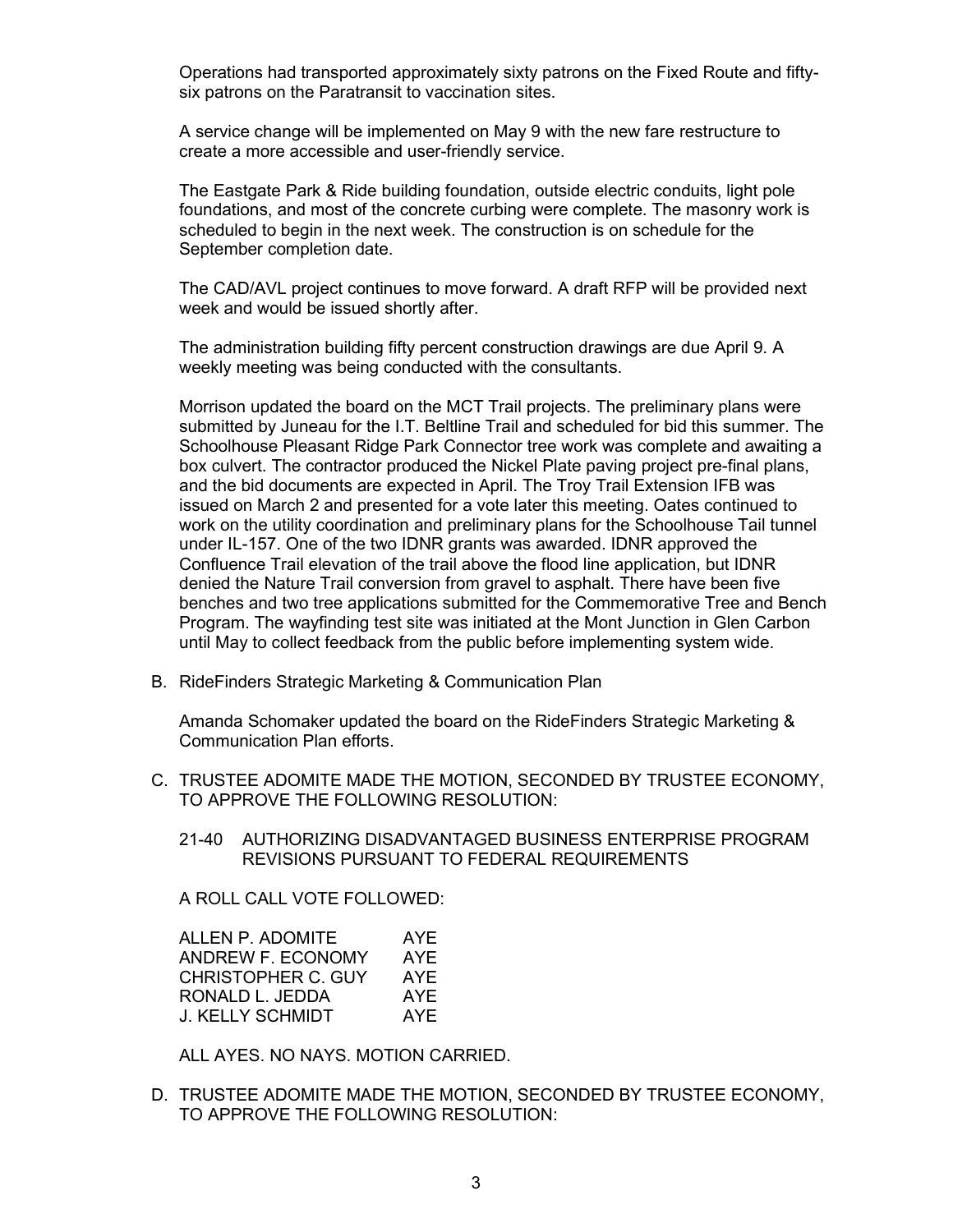Operations had transported approximately sixty patrons on the Fixed Route and fifty-six patrons on the Paratransit to vaccination sites.

A service change will be implemented on May 9 with the new fare restructure to create a more accessible and user-friendly service.

The Eastgate Park & Ride building foundation, outside electric conduits, light pole foundations, and most of the concrete curbing were complete. The masonry work is scheduled to begin in the next week. The construction is on schedule for the September completion date.

The CAD/AVL project continues to move forward. A draft RFP will be provided next week and would be issued shortly after.

The administration building fifty percent construction drawings are due April 9. A weekly meeting was being conducted with the consultants.

Morrison updated the board on the MCT Trail projects. The preliminary plans were submitted by Juneau for the I.T. Beltline Trail and scheduled for bid this summer. The Schoolhouse Pleasant Ridge Park Connector tree work was complete and awaiting a box culvert. The contractor produced the Nickel Plate paving project pre-final plans, and the bid documents are expected in April. The Troy Trail Extension IFB was issued on March 2 and presented for a vote later this meeting. Oates continued to work on the utility coordination and preliminary plans for the Schoolhouse Tail tunnel under IL-157. One of the two IDNR grants was awarded. IDNR approved the Confluence Trail elevation of the trail above the flood line application, but IDNR denied the Nature Trail conversion from gravel to asphalt. There have been five benches and two tree applications submitted for the Commemorative Tree and Bench Program. The wayfinding test site was initiated at the Mont Junction in Glen Carbon until May to collect feedback from the public before implementing system wide.

B. RideFinders Strategic Marketing & Communication Plan

   Amanda Schomaker updated the board on the RideFinders Strategic Marketing & Communication Plan efforts.

C. TRUSTEE ADOMITE MADE THE MOTION, SECONDED BY TRUSTEE ECONOMY, TO APPROVE THE FOLLOWING RESOLUTION:

   21-40 AUTHORIZING DISADVANTAGED BUSINESS ENTERPRISE PROGRAM REVISIONS PURSUANT TO FEDERAL REQUIREMENTS

   A ROLL CALL VOTE FOLLOWED:

   | | |
   |---|---|
   | ALLEN P. ADOMITE | AYE |
   | ANDREW F. ECONOMY | AYE |
   | CHRISTOPHER C. GUY | AYE |
   | RONALD L. JEDDA | AYE |
   | J. KELLY SCHMIDT | AYE |

   ALL AYES. NO NAYS. MOTION CARRIED.

D. TRUSTEE ADOMITE MADE THE MOTION, SECONDED BY TRUSTEE ECONOMY, TO APPROVE THE FOLLOWING RESOLUTION: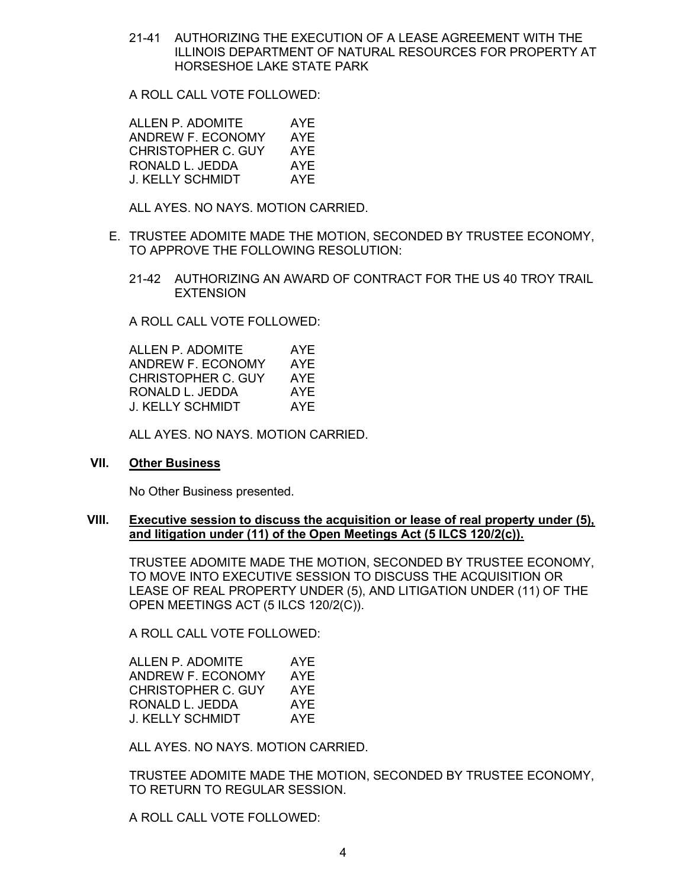21-41 AUTHORIZING THE EXECUTION OF A LEASE AGREEMENT WITH THE ILLINOIS DEPARTMENT OF NATURAL RESOURCES FOR PROPERTY AT HORSESHOE LAKE STATE PARK

A ROLL CALL VOTE FOLLOWED:

| | |
|---|---|
| ALLEN P. ADOMITE | AYE |
| ANDREW F. ECONOMY | AYE |
| CHRISTOPHER C. GUY | AYE |
| RONALD L. JEDDA | AYE |
| J. KELLY SCHMIDT | AYE |

ALL AYES. NO NAYS. MOTION CARRIED.

E. TRUSTEE ADOMITE MADE THE MOTION, SECONDED BY TRUSTEE ECONOMY, TO APPROVE THE FOLLOWING RESOLUTION:

21-42 AUTHORIZING AN AWARD OF CONTRACT FOR THE US 40 TROY TRAIL EXTENSION

A ROLL CALL VOTE FOLLOWED:

| | |
|---|---|
| ALLEN P. ADOMITE | AYE |
| ANDREW F. ECONOMY | AYE |
| CHRISTOPHER C. GUY | AYE |
| RONALD L. JEDDA | AYE |
| J. KELLY SCHMIDT | AYE |

ALL AYES. NO NAYS. MOTION CARRIED.

## VII. Other Business

No Other Business presented.

## VIII. Executive session to discuss the acquisition or lease of real property under (5), and litigation under (11) of the Open Meetings Act (5 ILCS 120/2(c)).

TRUSTEE ADOMITE MADE THE MOTION, SECONDED BY TRUSTEE ECONOMY, TO MOVE INTO EXECUTIVE SESSION TO DISCUSS THE ACQUISITION OR LEASE OF REAL PROPERTY UNDER (5), AND LITIGATION UNDER (11) OF THE OPEN MEETINGS ACT (5 ILCS 120/2(C)).

A ROLL CALL VOTE FOLLOWED:

| | |
|---|---|
| ALLEN P. ADOMITE | AYE |
| ANDREW F. ECONOMY | AYE |
| CHRISTOPHER C. GUY | AYE |
| RONALD L. JEDDA | AYE |
| J. KELLY SCHMIDT | AYE |

ALL AYES. NO NAYS. MOTION CARRIED.

TRUSTEE ADOMITE MADE THE MOTION, SECONDED BY TRUSTEE ECONOMY, TO RETURN TO REGULAR SESSION.

A ROLL CALL VOTE FOLLOWED: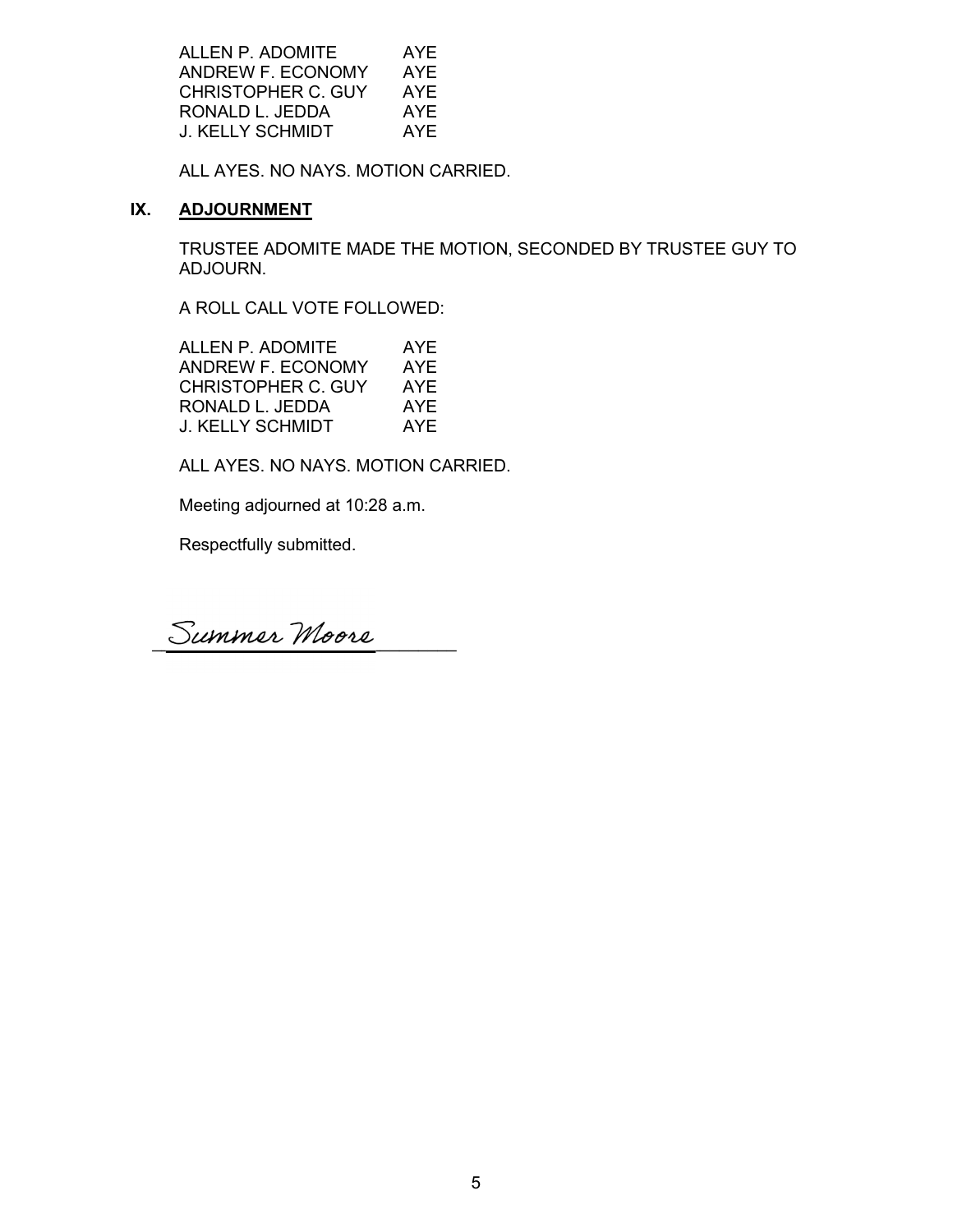| | |
|---|---|
| ALLEN P. ADOMITE | AYE |
| ANDREW F. ECONOMY | AYE |
| CHRISTOPHER C. GUY | AYE |
| RONALD L. JEDDA | AYE |
| J. KELLY SCHMIDT | AYE |

ALL AYES. NO NAYS. MOTION CARRIED.

## IX. ADJOURNMENT

TRUSTEE ADOMITE MADE THE MOTION, SECONDED BY TRUSTEE GUY TO ADJOURN.

A ROLL CALL VOTE FOLLOWED:

| | |
|---|---|
| ALLEN P. ADOMITE | AYE |
| ANDREW F. ECONOMY | AYE |
| CHRISTOPHER C. GUY | AYE |
| RONALD L. JEDDA | AYE |
| J. KELLY SCHMIDT | AYE |

ALL AYES. NO NAYS. MOTION CARRIED.

Meeting adjourned at 10:28 a.m.

Respectfully submitted.

Summer Moore